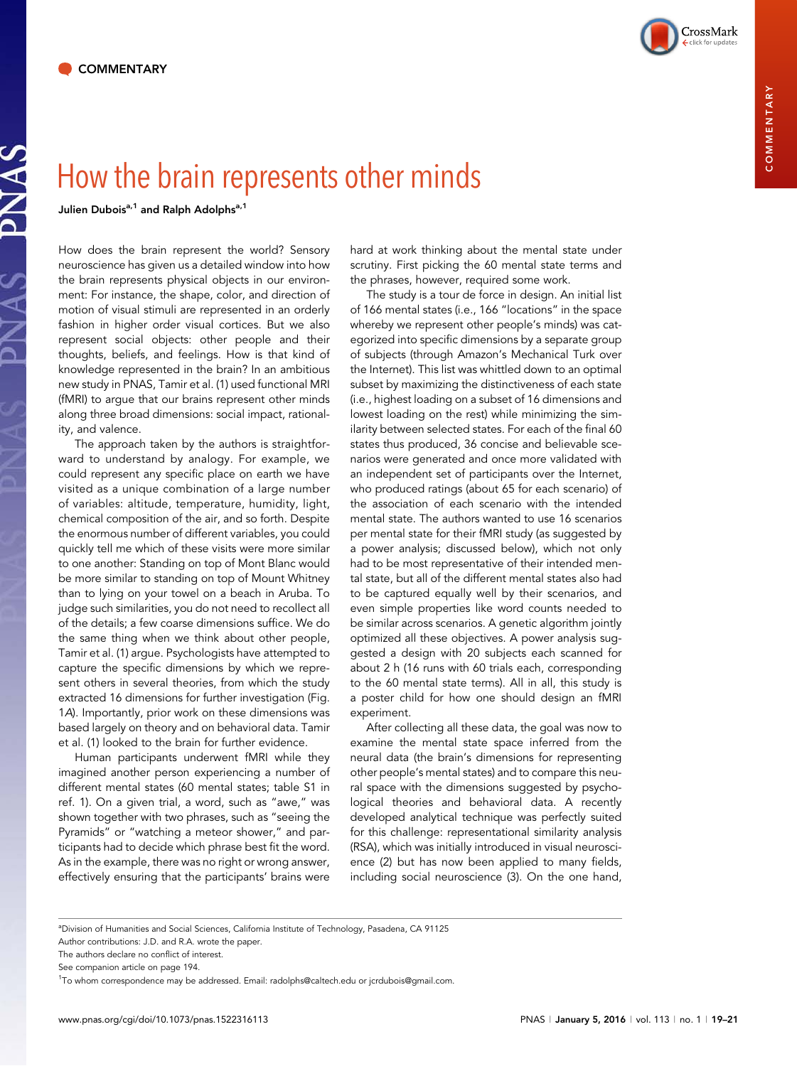COMMENTARY

# How the brain represents other minds

**Julien Dubois[a,1] and Ralph Adolphs[a,1]**

How does the brain represent the world? Sensory neuroscience has given us a detailed window into how the brain represents physical objects in our environment: For instance, the shape, color, and direction of motion of visual stimuli are represented in an orderly fashion in higher order visual cortices. But we also represent social objects: other people and their thoughts, beliefs, and feelings. How is that kind of knowledge represented in the brain? In an ambitious new study in PNAS, Tamir et al. (1) used functional MRI (fMRI) to argue that our brains represent other minds along three broad dimensions: social impact, rationality, and valence.

The approach taken by the authors is straightforward to understand by analogy. For example, we could represent any specific place on earth we have visited as a unique combination of a large number of variables: altitude, temperature, humidity, light, chemical composition of the air, and so forth. Despite the enormous number of different variables, you could quickly tell me which of these visits were more similar to one another: Standing on top of Mont Blanc would be more similar to standing on top of Mount Whitney than to lying on your towel on a beach in Aruba. To judge such similarities, you do not need to recollect all of the details; a few coarse dimensions suffice. We do the same thing when we think about other people, Tamir et al. (1) argue. Psychologists have attempted to capture the specific dimensions by which we represent others in several theories, from which the study extracted 16 dimensions for further investigation (Fig. 1*A*). Importantly, prior work on these dimensions was based largely on theory and on behavioral data. Tamir et al. (1) looked to the brain for further evidence.

Human participants underwent fMRI while they imagined another person experiencing a number of different mental states (60 mental states; table S1 in ref. 1). On a given trial, a word, such as "awe," was shown together with two phrases, such as "seeing the Pyramids" or "watching a meteor shower," and participants had to decide which phrase best fit the word. As in the example, there was no right or wrong answer, effectively ensuring that the participants' brains were hard at work thinking about the mental state under scrutiny. First picking the 60 mental state terms and the phrases, however, required some work.

The study is a tour de force in design. An initial list of 166 mental states (i.e., 166 "locations" in the space whereby we represent other people's minds) was categorized into specific dimensions by a separate group of subjects (through Amazon's Mechanical Turk over the Internet). This list was whittled down to an optimal subset by maximizing the distinctiveness of each state (i.e., highest loading on a subset of 16 dimensions and lowest loading on the rest) while minimizing the similarity between selected states. For each of the final 60 states thus produced, 36 concise and believable scenarios were generated and once more validated with an independent set of participants over the Internet, who produced ratings (about 65 for each scenario) of the association of each scenario with the intended mental state. The authors wanted to use 16 scenarios per mental state for their fMRI study (as suggested by a power analysis; discussed below), which not only had to be most representative of their intended mental state, but all of the different mental states also had to be captured equally well by their scenarios, and even simple properties like word counts needed to be similar across scenarios. A genetic algorithm jointly optimized all these objectives. A power analysis suggested a design with 20 subjects each scanned for about 2 h (16 runs with 60 trials each, corresponding to the 60 mental state terms). All in all, this study is a poster child for how one should design an fMRI experiment.

After collecting all these data, the goal was now to examine the mental state space inferred from the neural data (the brain's dimensions for representing other people's mental states) and to compare this neural space with the dimensions suggested by psychological theories and behavioral data. A recently developed analytical technique was perfectly suited for this challenge: representational similarity analysis (RSA), which was initially introduced in visual neuroscience (2) but has now been applied to many fields, including social neuroscience (3). On the one hand,

---

[a]Division of Humanities and Social Sciences, California Institute of Technology, Pasadena, CA 91125

Author contributions: J.D. and R.A. wrote the paper.

The authors declare no conflict of interest.

See companion article on page 194.

[1]To whom correspondence may be addressed. Email: radolphs@caltech.edu or jcrdubois@gmail.com.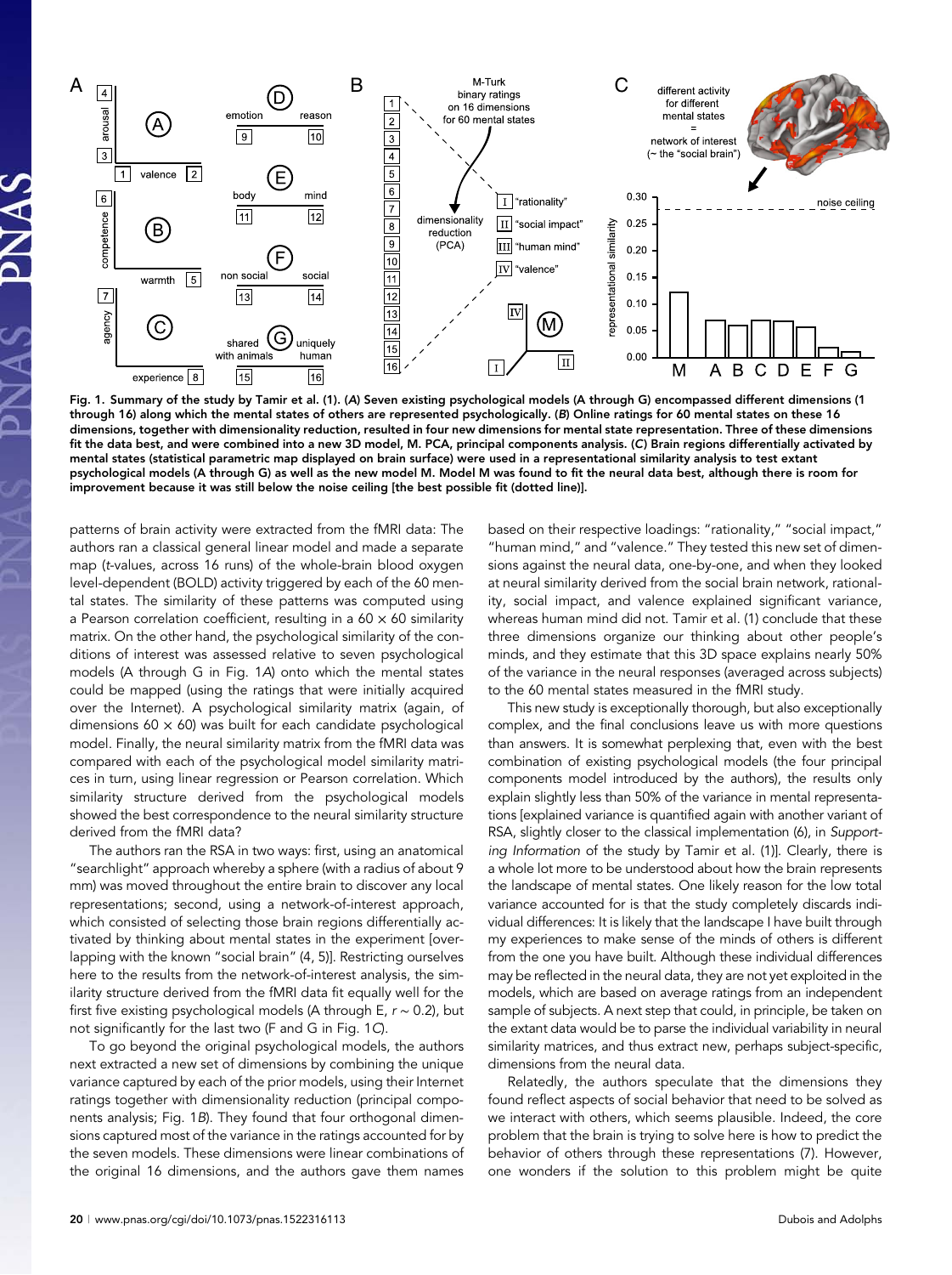Fig. 1. Summary of the study by Tamir et al. (1). (*A*) Seven existing psychological models (A through G) encompassed different dimensions (1 through 16) along which the mental states of others are represented psychologically. (*B*) Online ratings for 60 mental states on these 16 dimensions, together with dimensionality reduction, resulted in four new dimensions for mental state representation. Three of these dimensions fit the data best, and were combined into a new 3D model, M. PCA, principal components analysis. (*C*) Brain regions differentially activated by mental states (statistical parametric map displayed on brain surface) were used in a representational similarity analysis to test extant psychological models (A through G) as well as the new model M. Model M was found to fit the neural data best, although there is room for improvement because it was still below the noise ceiling [the best possible fit (dotted line)].

patterns of brain activity were extracted from the fMRI data: The authors ran a classical general linear model and made a separate map (*t*-values, across 16 runs) of the whole-brain blood oxygen level-dependent (BOLD) activity triggered by each of the 60 mental states. The similarity of these patterns was computed using a Pearson correlation coefficient, resulting in a $60 \times 60$ similarity matrix. On the other hand, the psychological similarity of the conditions of interest was assessed relative to seven psychological models (A through G in Fig. 1*A*) onto which the mental states could be mapped (using the ratings that were initially acquired over the Internet). A psychological similarity matrix (again, of dimensions $60 \times 60$) was built for each candidate psychological model. Finally, the neural similarity matrix from the fMRI data was compared with each of the psychological model similarity matrices in turn, using linear regression or Pearson correlation. Which similarity structure derived from the psychological models showed the best correspondence to the neural similarity structure derived from the fMRI data?

The authors ran the RSA in two ways: first, using an anatomical "searchlight" approach whereby a sphere (with a radius of about 9 mm) was moved throughout the entire brain to discover any local representations; second, using a network-of-interest approach, which consisted of selecting those brain regions differentially activated by thinking about mental states in the experiment [overlapping with the known "social brain" (4, 5)]. Restricting ourselves here to the results from the network-of-interest analysis, the similarity structure derived from the fMRI data fit equally well for the first five existing psychological models (A through E, $r \sim 0.2$), but not significantly for the last two (F and G in Fig. 1*C*).

To go beyond the original psychological models, the authors next extracted a new set of dimensions by combining the unique variance captured by each of the prior models, using their Internet ratings together with dimensionality reduction (principal components analysis; Fig. 1*B*). They found that four orthogonal dimensions captured most of the variance in the ratings accounted for by the seven models. These dimensions were linear combinations of the original 16 dimensions, and the authors gave them names based on their respective loadings: "rationality," "social impact," "human mind," and "valence." They tested this new set of dimensions against the neural data, one-by-one, and when they looked at neural similarity derived from the social brain network, rationality, social impact, and valence explained significant variance, whereas human mind did not. Tamir et al. (1) conclude that these three dimensions organize our thinking about other people's minds, and they estimate that this 3D space explains nearly 50% of the variance in the neural responses (averaged across subjects) to the 60 mental states measured in the fMRI study.

This new study is exceptionally thorough, but also exceptionally complex, and the final conclusions leave us with more questions than answers. It is somewhat perplexing that, even with the best combination of existing psychological models (the four principal components model introduced by the authors), the results only explain slightly less than 50% of the variance in mental representations [explained variance is quantified again with another variant of RSA, slightly closer to the classical implementation (6), in *Supporting Information* of the study by Tamir et al. (1)]. Clearly, there is a whole lot more to be understood about how the brain represents the landscape of mental states. One likely reason for the low total variance accounted for is that the study completely discards individual differences: It is likely that the landscape I have built through my experiences to make sense of the minds of others is different from the one you have built. Although these individual differences may be reflected in the neural data, they are not yet exploited in the models, which are based on average ratings from an independent sample of subjects. A next step that could, in principle, be taken on the extant data would be to parse the individual variability in neural similarity matrices, and thus extract new, perhaps subject-specific, dimensions from the neural data.

Relatedly, the authors speculate that the dimensions they found reflect aspects of social behavior that need to be solved as we interact with others, which seems plausible. Indeed, the core problem that the brain is trying to solve here is how to predict the behavior of others through these representations (7). However, one wonders if the solution to this problem might be quite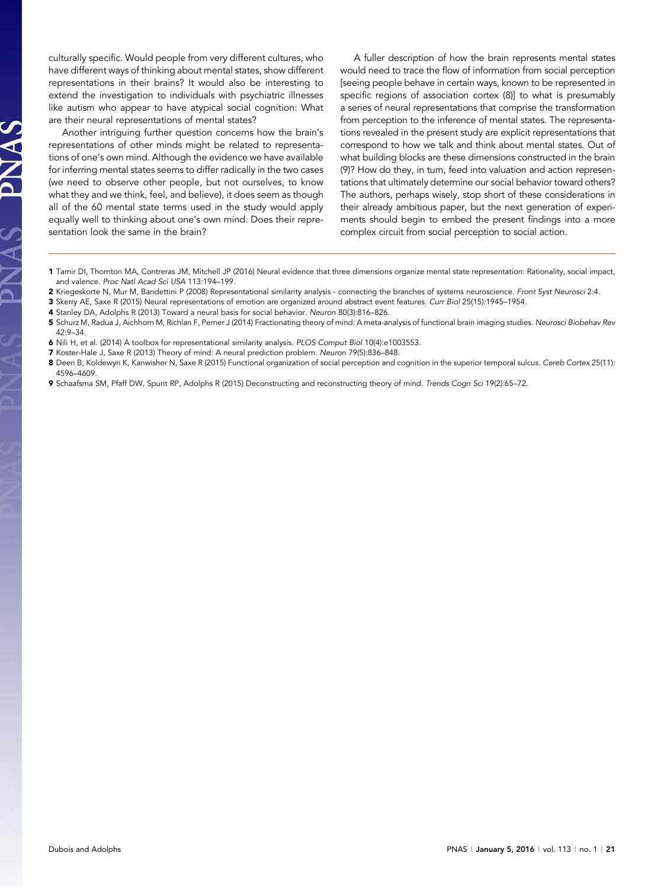culturally specific. Would people from very different cultures, who have different ways of thinking about mental states, show different representations in their brains? It would also be interesting to extend the investigation to individuals with psychiatric illnesses like autism who appear to have atypical social cognition: What are their neural representations of mental states?

Another intriguing further question concerns how the brain's representations of other minds might be related to representations of one's own mind. Although the evidence we have available for inferring mental states seems to differ radically in the two cases (we need to observe other people, but not ourselves, to know what they and we think, feel, and believe), it does seem as though all of the 60 mental state terms used in the study would apply equally well to thinking about one's own mind. Does their representation look the same in the brain?

A fuller description of how the brain represents mental states would need to trace the flow of information from social perception [seeing people behave in certain ways, known to be represented in specific regions of association cortex (8)] to what is presumably a series of neural representations that comprise the transformation from perception to the inference of mental states. The representations revealed in the present study are explicit representations that correspond to how we talk and think about mental states. Out of what building blocks are these dimensions constructed in the brain (9)? How do they, in turn, feed into valuation and action representations that ultimately determine our social behavior toward others? The authors, perhaps wisely, stop short of these considerations in their already ambitious paper, but the next generation of experiments should begin to embed the present findings into a more complex circuit from social perception to social action.

---

**1** Tamir DI, Thornton MA, Contreras JM, Mitchell JP (2016) Neural evidence that three dimensions organize mental state representation: Rationality, social impact, and valence. *Proc Natl Acad Sci USA* 113:194–199.

**2** Kriegeskorte N, Mur M, Bandettini P (2008) Representational similarity analysis - connecting the branches of systems neuroscience. *Front Syst Neurosci* 2:4.

**3** Skerry AE, Saxe R (2015) Neural representations of emotion are organized around abstract event features. *Curr Biol* 25(15):1945–1954.

**4** Stanley DA, Adolphs R (2013) Toward a neural basis for social behavior. *Neuron* 80(3):816–826.

**5** Schurz M, Radua J, Aichhorn M, Richlan F, Perner J (2014) Fractionating theory of mind: A meta-analysis of functional brain imaging studies. *Neurosci Biobehav Rev* 42:9–34.

**6** Nili H, et al. (2014) A toolbox for representational similarity analysis. *PLOS Comput Biol* 10(4):e1003553.

**7** Koster-Hale J, Saxe R (2013) Theory of mind: A neural prediction problem. *Neuron* 79(5):836–848.

**8** Deen B, Koldewyn K, Kanwisher N, Saxe R (2015) Functional organization of social perception and cognition in the superior temporal sulcus. *Cereb Cortex* 25(11): 4596–4609.

**9** Schaafsma SM, Pfaff DW, Spunt RP, Adolphs R (2015) Deconstructing and reconstructing theory of mind. *Trends Cogn Sci* 19(2):65–72.